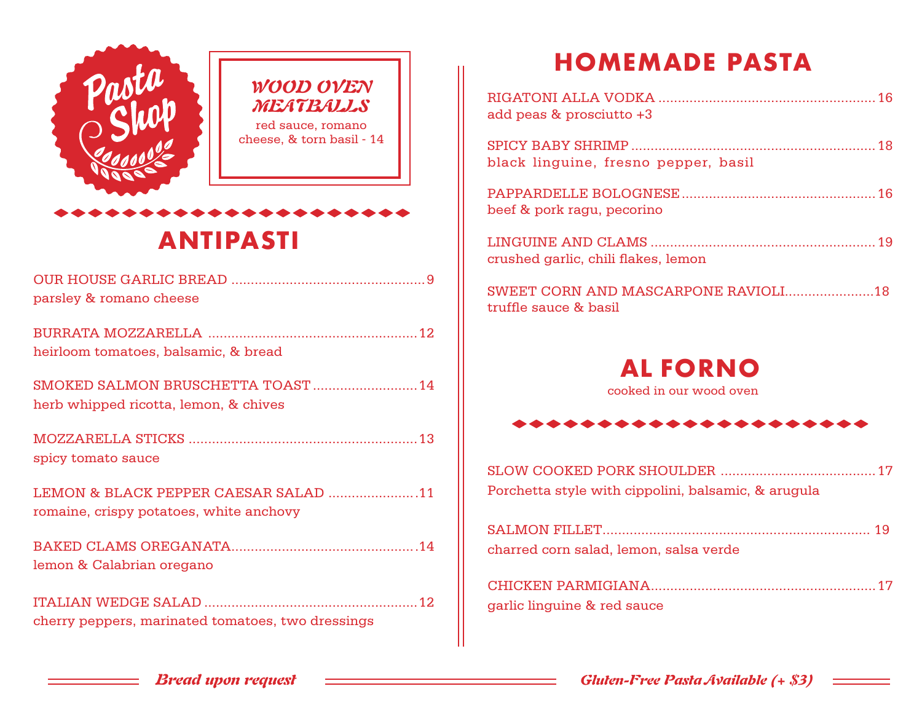# Pasta Shop

### WOOD OVEN MEATBALLS

red sauce, romano cheese, & torn basil - 14

## ANTIPASTI

OUR HOUSE GARLIC BREAD .......... 9
parsley & romano cheese

BURRATA MOZZARELLA .......... 12
heirloom tomatoes, balsamic, & bread

SMOKED SALMON BRUSCHETTA TOAST .......... 14
herb whipped ricotta, lemon, & chives

MOZZARELLA STICKS .......... 13
spicy tomato sauce

LEMON & BLACK PEPPER CAESAR SALAD .......... 11
romaine, crispy potatoes, white anchovy

BAKED CLAMS OREGANATA .......... 14
lemon & Calabrian oregano

ITALIAN WEDGE SALAD .......... 12
cherry peppers, marinated tomatoes, two dressings

## HOMEMADE PASTA

RIGATONI ALLA VODKA .......... 16
add peas & prosciutto +3

SPICY BABY SHRIMP .......... 18
black linguine, fresno pepper, basil

PAPPARDELLE BOLOGNESE .......... 16
beef & pork ragu, pecorino

LINGUINE AND CLAMS .......... 19
crushed garlic, chili flakes, lemon

SWEET CORN AND MASCARPONE RAVIOLI .......... 18
truffle sauce & basil

## AL FORNO

cooked in our wood oven

SLOW COOKED PORK SHOULDER .......... 17
Porchetta style with cippolini, balsamic, & arugula

SALMON FILLET .......... 19
charred corn salad, lemon, salsa verde

CHICKEN PARMIGIANA .......... 17
garlic linguine & red sauce

*Bread upon request*

*Gluten-Free Pasta Available (+ $3)*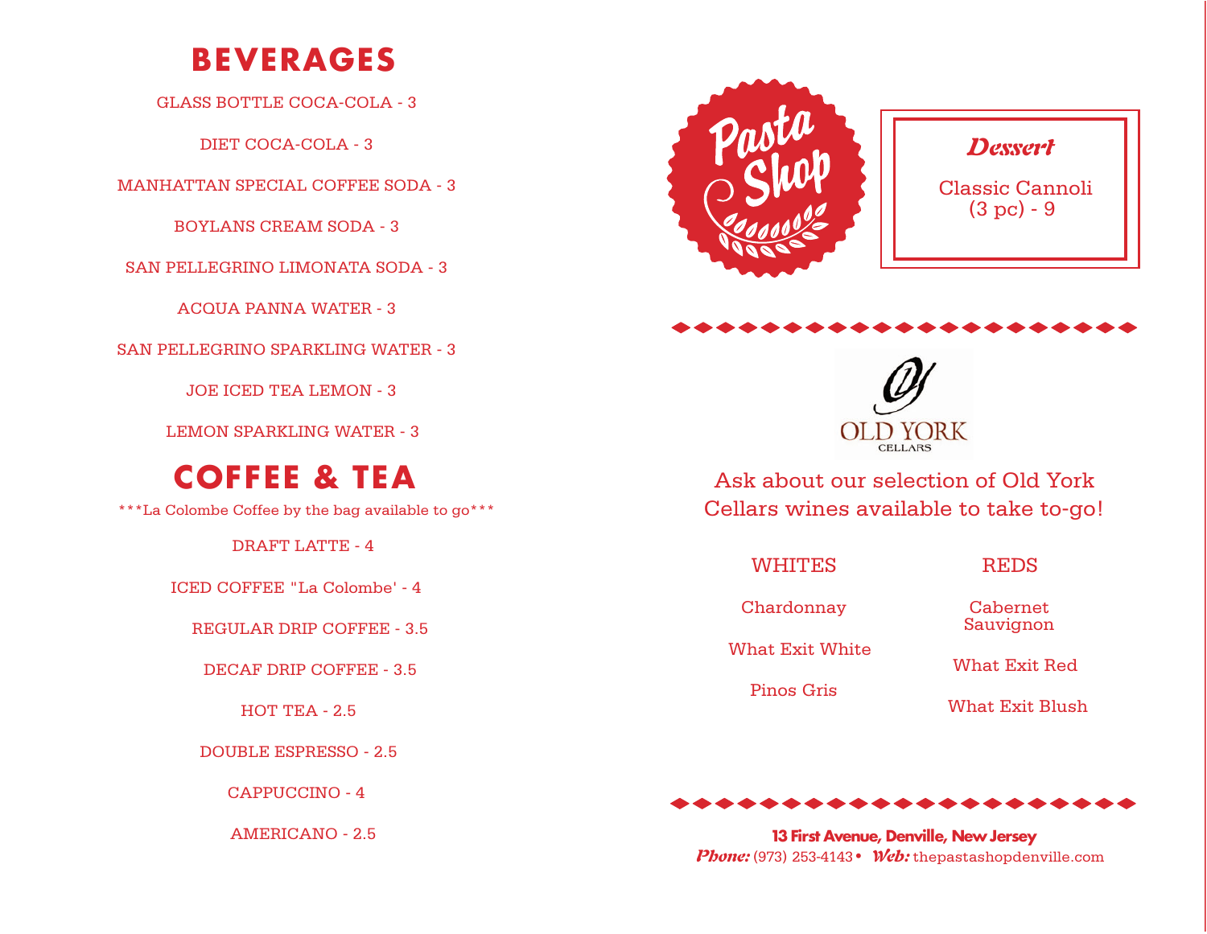# BEVERAGES

GLASS BOTTLE COCA-COLA - 3

DIET COCA-COLA - 3

MANHATTAN SPECIAL COFFEE SODA - 3

BOYLANS CREAM SODA - 3

SAN PELLEGRINO LIMONATA SODA - 3

ACQUA PANNA WATER - 3

SAN PELLEGRINO SPARKLING WATER - 3

JOE ICED TEA LEMON - 3

LEMON SPARKLING WATER - 3

# COFFEE & TEA

***La Colombe Coffee by the bag available to go***

DRAFT LATTE - 4

ICED COFFEE "La Colombe' - 4

REGULAR DRIP COFFEE - 3.5

DECAF DRIP COFFEE - 3.5

HOT TEA - 2.5

DOUBLE ESPRESSO - 2.5

CAPPUCCINO - 4

AMERICANO - 2.5

Pasta Shop

## *Dessert*

Classic Cannoli (3 pc) - 9

OLD YORK CELLARS

Ask about our selection of Old York Cellars wines available to take to-go!

| WHITES | REDS |
| --- | --- |
| Chardonnay | Cabernet Sauvignon |
| What Exit White | What Exit Red |
| Pinos Gris | What Exit Blush |

**13 First Avenue, Denville, New Jersey**
***Phone:*** (973) 253-4143 • ***Web:*** thepastashopdenville.com